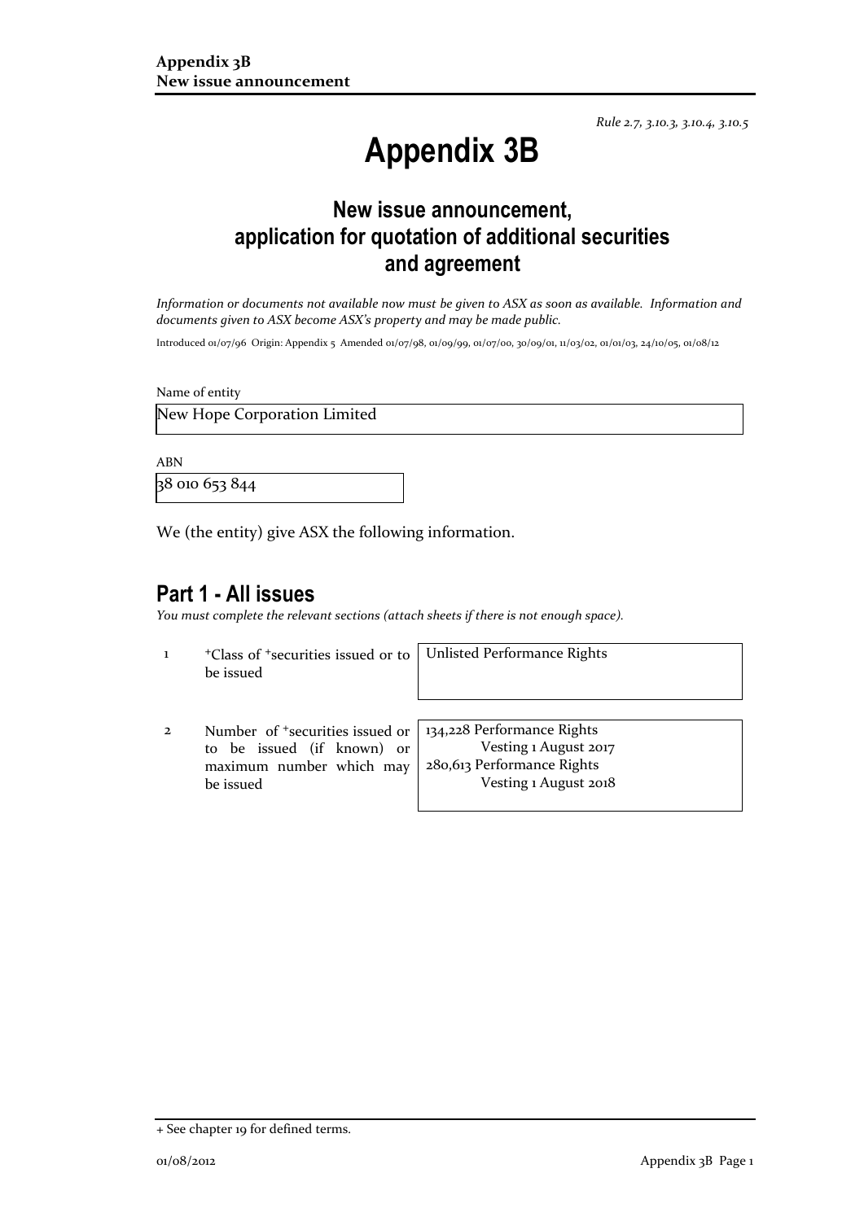*Rule 2.7, 3.10.3, 3.10.4, 3.10.5*

# Appendix 3B

## New issue announcement, application for quotation of additional securities and agreement

*Information or documents not available now must be given to ASX as soon as available. Information and documents given to ASX become ASX's property and may be made public.*

Introduced 01/07/96 Origin: Appendix 5 Amended 01/07/98, 01/09/99, 01/07/00, 30/09/01, 11/03/02, 01/01/03, 24/10/05, 01/08/12

Name of entity

New Hope Corporation Limited

ABN

38 010 653 844

We (the entity) give ASX the following information.

## Part 1 - All issues

*You must complete the relevant sections (attach sheets if there is not enough space).*

| | | |
|---|---|---|
| 1 | +Class of +securities issued or to be issued | Unlisted Performance Rights |
| 2 | Number of +securities issued or to be issued (if known) or maximum number which may be issued | 134,228 Performance Rights Vesting 1 August 2017<br>280,613 Performance Rights Vesting 1 August 2018 |

+ See chapter 19 for defined terms.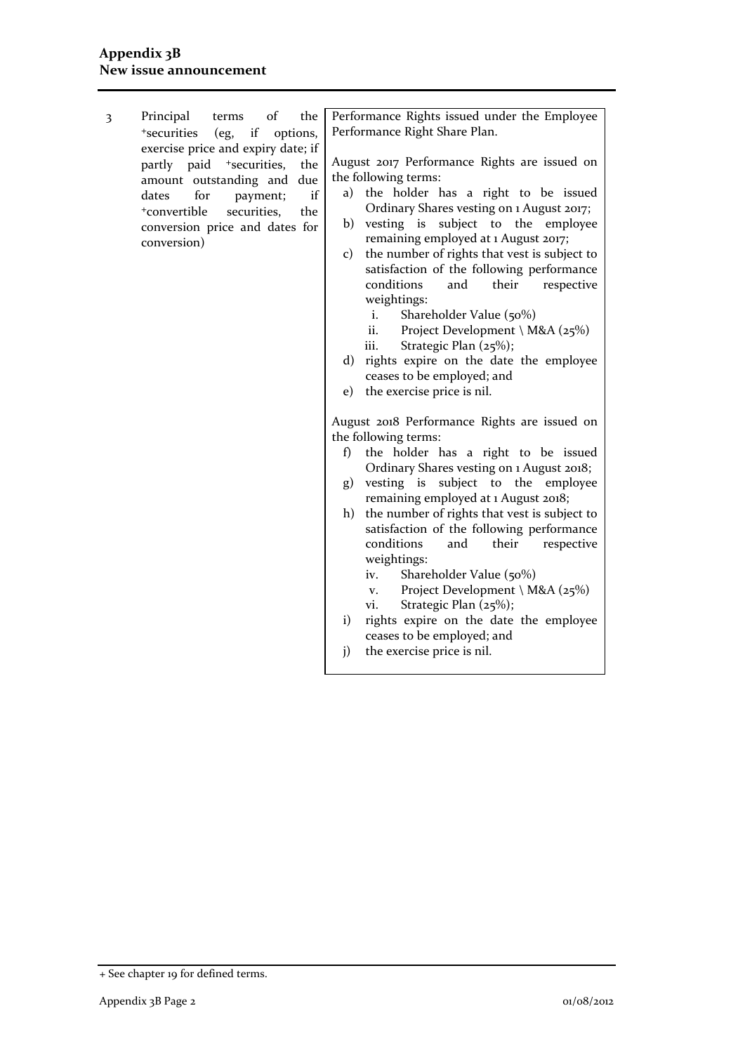## Appendix 3B
## New issue announcement

| 3 | Principal terms of the +securities (eg, if options, exercise price and expiry date; if partly paid +securities, the amount outstanding and due dates for payment; if +convertible securities, the conversion price and dates for conversion) | Performance Rights issued under the Employee Performance Right Share Plan.<br><br>August 2017 Performance Rights are issued on the following terms:<br>a) the holder has a right to be issued Ordinary Shares vesting on 1 August 2017;<br>b) vesting is subject to the employee remaining employed at 1 August 2017;<br>c) the number of rights that vest is subject to satisfaction of the following performance conditions and their respective weightings:<br>i. Shareholder Value (50%)<br>ii. Project Development \ M&A (25%)<br>iii. Strategic Plan (25%);<br>d) rights expire on the date the employee ceases to be employed; and<br>e) the exercise price is nil.<br><br>August 2018 Performance Rights are issued on the following terms:<br>f) the holder has a right to be issued Ordinary Shares vesting on 1 August 2018;<br>g) vesting is subject to the employee remaining employed at 1 August 2018;<br>h) the number of rights that vest is subject to satisfaction of the following performance conditions and their respective weightings:<br>iv. Shareholder Value (50%)<br>v. Project Development \ M&A (25%)<br>vi. Strategic Plan (25%);<br>i) rights expire on the date the employee ceases to be employed; and<br>j) the exercise price is nil. |
|---|---|---|

+ See chapter 19 for defined terms.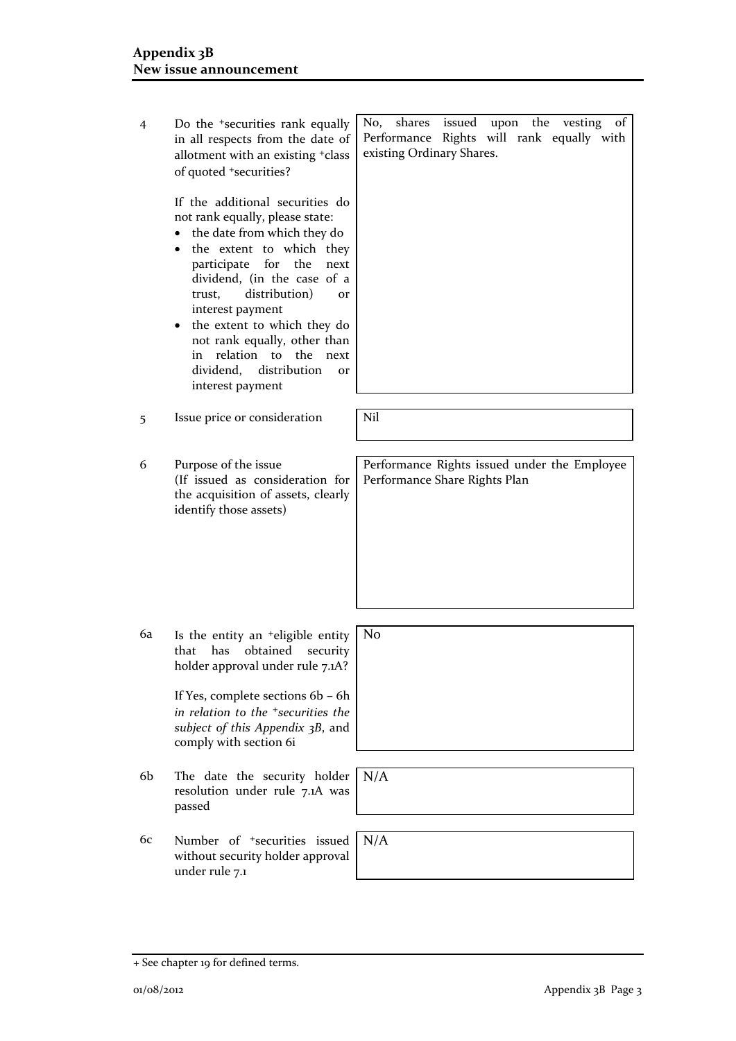| | | |
|---|---|---|
| 4 | Do the +securities rank equally in all respects from the date of allotment with an existing +class of quoted +securities?<br><br>If the additional securities do not rank equally, please state:<br>• the date from which they do<br>• the extent to which they participate for the next dividend, (in the case of a trust, distribution) or interest payment<br>• the extent to which they do not rank equally, other than in relation to the next dividend, distribution or interest payment | No, shares issued upon the vesting of Performance Rights will rank equally with existing Ordinary Shares. |
| 5 | Issue price or consideration | Nil |
| 6 | Purpose of the issue<br>(If issued as consideration for the acquisition of assets, clearly identify those assets) | Performance Rights issued under the Employee Performance Share Rights Plan |
| 6a | Is the entity an +eligible entity that has obtained security holder approval under rule 7.1A?<br><br>If Yes, complete sections 6b – 6h *in relation to the +securities the subject of this Appendix 3B*, and comply with section 6i | No |
| 6b | The date the security holder resolution under rule 7.1A was passed | N/A |
| 6c | Number of +securities issued without security holder approval under rule 7.1 | N/A |

+ See chapter 19 for defined terms.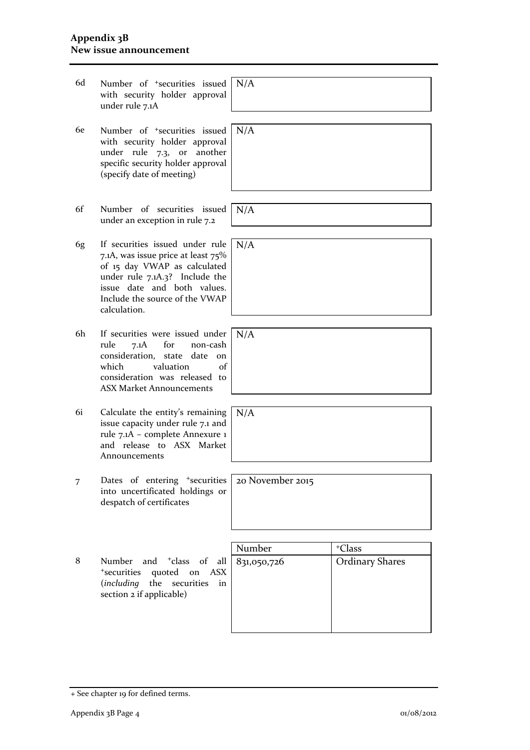| | | |
|---|---|---|
| 6d | Number of +securities issued with security holder approval under rule 7.1A | N/A |
| 6e | Number of +securities issued with security holder approval under rule 7.3, or another specific security holder approval (specify date of meeting) | N/A |
| 6f | Number of securities issued under an exception in rule 7.2 | N/A |
| 6g | If securities issued under rule 7.1A, was issue price at least 75% of 15 day VWAP as calculated under rule 7.1A.3? Include the issue date and both values. Include the source of the VWAP calculation. | N/A |
| 6h | If securities were issued under rule 7.1A for non-cash consideration, state date on which valuation of consideration was released to ASX Market Announcements | N/A |
| 6i | Calculate the entity's remaining issue capacity under rule 7.1 and rule 7.1A – complete Annexure 1 and release to ASX Market Announcements | N/A |
| 7 | Dates of entering +securities into uncertificated holdings or despatch of certificates | 20 November 2015 |

| | | Number | +Class |
|---|---|---|---|
| 8 | Number and +class of all +securities quoted on ASX (*including* the securities in section 2 if applicable) | 831,050,726 | Ordinary Shares |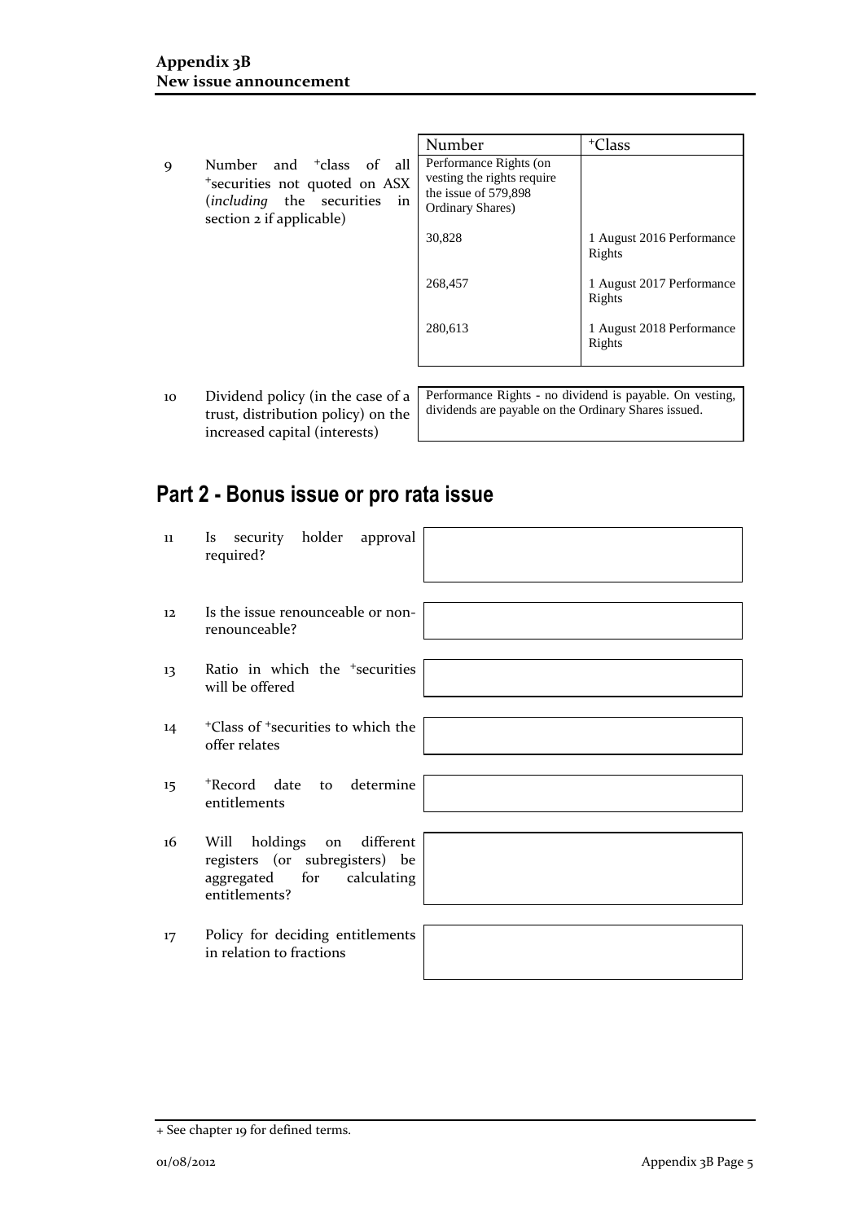| | | Number | +Class |
|---|---|---|---|
| 9 | Number and +class of all +securities not quoted on ASX (*including* the securities in section 2 if applicable) | Performance Rights (on vesting the rights require the issue of 579,898 Ordinary Shares) | |
| | | 30,828 | 1 August 2016 Performance Rights |
| | | 268,457 | 1 August 2017 Performance Rights |
| | | 280,613 | 1 August 2018 Performance Rights |

| | | |
|---|---|---|
| 10 | Dividend policy (in the case of a trust, distribution policy) on the increased capital (interests) | Performance Rights - no dividend is payable. On vesting, dividends are payable on the Ordinary Shares issued. |

## Part 2 - Bonus issue or pro rata issue

| | | |
|---|---|---|
| 11 | Is security holder approval required? | |
| 12 | Is the issue renounceable or non-renounceable? | |
| 13 | Ratio in which the +securities will be offered | |
| 14 | +Class of +securities to which the offer relates | |
| 15 | +Record date to determine entitlements | |
| 16 | Will holdings on different registers (or subregisters) be aggregated for calculating entitlements? | |
| 17 | Policy for deciding entitlements in relation to fractions | |

+ See chapter 19 for defined terms.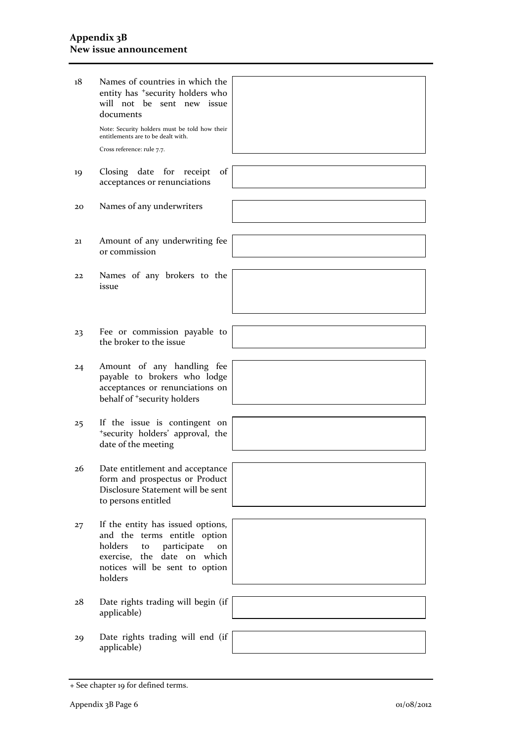| | | |
|---|---|---|
| 18 | Names of countries in which the entity has +security holders who will not be sent new issue documents<br><br>Note: Security holders must be told how their entitlements are to be dealt with.<br><br>Cross reference: rule 7.7. | |
| 19 | Closing date for receipt of acceptances or renunciations | |
| 20 | Names of any underwriters | |
| 21 | Amount of any underwriting fee or commission | |
| 22 | Names of any brokers to the issue | |
| 23 | Fee or commission payable to the broker to the issue | |
| 24 | Amount of any handling fee payable to brokers who lodge acceptances or renunciations on behalf of +security holders | |
| 25 | If the issue is contingent on +security holders' approval, the date of the meeting | |
| 26 | Date entitlement and acceptance form and prospectus or Product Disclosure Statement will be sent to persons entitled | |
| 27 | If the entity has issued options, and the terms entitle option holders to participate on exercise, the date on which notices will be sent to option holders | |
| 28 | Date rights trading will begin (if applicable) | |
| 29 | Date rights trading will end (if applicable) | |

+ See chapter 19 for defined terms.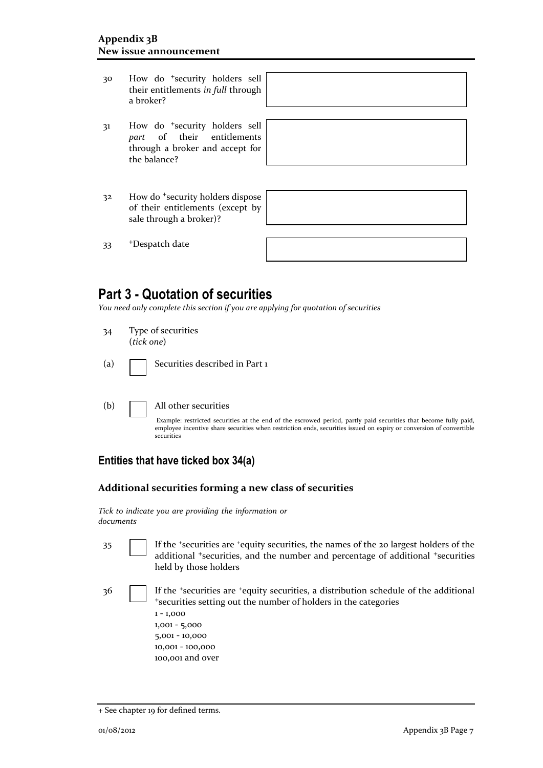| | | |
|---|---|---|
| 30 | How do +security holders sell their entitlements *in full* through a broker? | |
| 31 | How do +security holders sell *part* of their entitlements through a broker and accept for the balance? | |
| 32 | How do +security holders dispose of their entitlements (except by sale through a broker)? | |
| 33 | +Despatch date | |

# Part 3 - Quotation of securities

*You need only complete this section if you are applying for quotation of securities*

34 Type of securities (*tick one*)

(a) ☐ Securities described in Part 1

(b) ☐ All other securities

Example: restricted securities at the end of the escrowed period, partly paid securities that become fully paid, employee incentive share securities when restriction ends, securities issued on expiry or conversion of convertible securities

## Entities that have ticked box 34(a)

### Additional securities forming a new class of securities

*Tick to indicate you are providing the information or documents*

35 ☐ If the +securities are +equity securities, the names of the 20 largest holders of the additional +securities, and the number and percentage of additional +securities held by those holders

36 ☐ If the +securities are +equity securities, a distribution schedule of the additional +securities setting out the number of holders in the categories
1 - 1,000
1,001 - 5,000
5,001 - 10,000
10,001 - 100,000
100,001 and over

+ See chapter 19 for defined terms.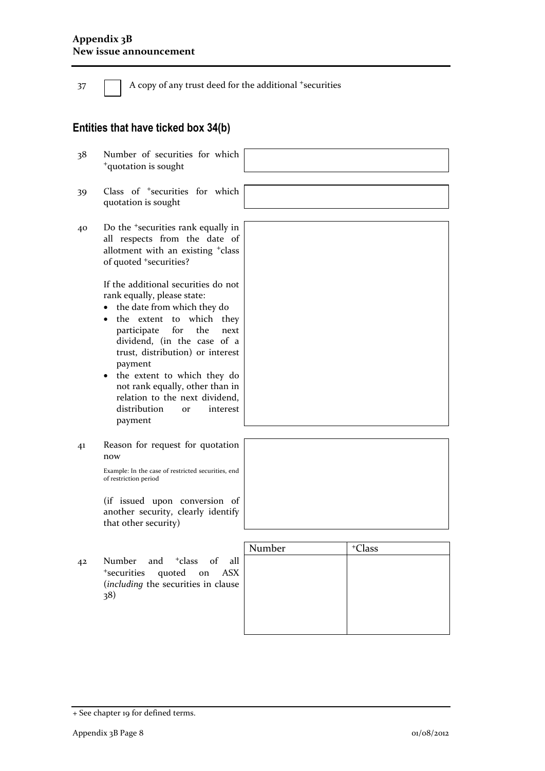37 ☐ A copy of any trust deed for the additional +securities

## Entities that have ticked box 34(b)

38 Number of securities for which +quotation is sought

39 Class of +securities for which quotation is sought

40 Do the +securities rank equally in all respects from the date of allotment with an existing +class of quoted +securities?

If the additional securities do not rank equally, please state:

- the date from which they do
- the extent to which they participate for the next dividend, (in the case of a trust, distribution) or interest payment
- the extent to which they do not rank equally, other than in relation to the next dividend, distribution or interest payment

41 Reason for request for quotation now

Example: In the case of restricted securities, end of restriction period

(if issued upon conversion of another security, clearly identify that other security)

42 Number and +class of all +securities quoted on ASX (*including* the securities in clause 38)

| Number | +Class |
|---|---|
| | |

+ See chapter 19 for defined terms.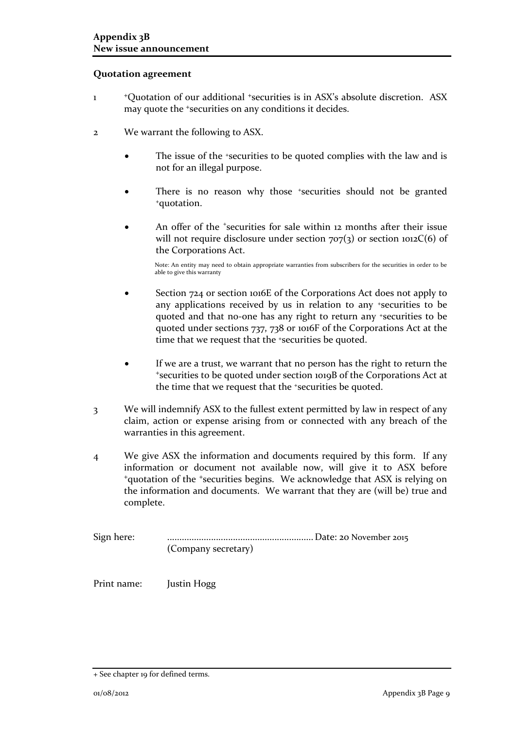## Quotation agreement

1 +Quotation of our additional +securities is in ASX's absolute discretion. ASX may quote the +securities on any conditions it decides.

2 We warrant the following to ASX.

- The issue of the +securities to be quoted complies with the law and is not for an illegal purpose.
- There is no reason why those +securities should not be granted +quotation.
- An offer of the +securities for sale within 12 months after their issue will not require disclosure under section 707(3) or section 1012C(6) of the Corporations Act.

  Note: An entity may need to obtain appropriate warranties from subscribers for the securities in order to be able to give this warranty

- Section 724 or section 1016E of the Corporations Act does not apply to any applications received by us in relation to any +securities to be quoted and that no-one has any right to return any +securities to be quoted under sections 737, 738 or 1016F of the Corporations Act at the time that we request that the +securities be quoted.
- If we are a trust, we warrant that no person has the right to return the +securities to be quoted under section 1019B of the Corporations Act at the time that we request that the +securities be quoted.

3 We will indemnify ASX to the fullest extent permitted by law in respect of any claim, action or expense arising from or connected with any breach of the warranties in this agreement.

4 We give ASX the information and documents required by this form. If any information or document not available now, will give it to ASX before +quotation of the +securities begins. We acknowledge that ASX is relying on the information and documents. We warrant that they are (will be) true and complete.

Sign here: ............................................................ Date: 20 November 2015
(Company secretary)

Print name: Justin Hogg

+ See chapter 19 for defined terms.